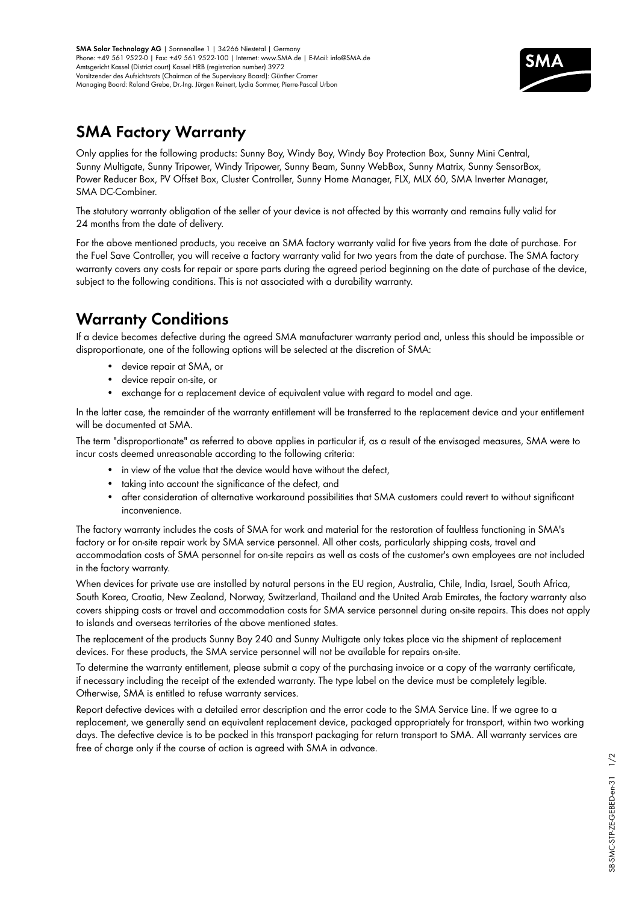**SMA Solar Technology AG** | Sonnenallee 1 | 34266 Niestetal | Germany
Phone: +49 561 9522-0 | Fax: +49 561 9522-100 | Internet: www.SMA.de | E-Mail: info@SMA.de
Amtsgericht Kassel (District court) Kassel HRB (registration number) 3972
Vorsitzender des Aufsichtsrats (Chairman of the Supervisory Board): Günther Cramer
Managing Board: Roland Grebe, Dr.-Ing. Jürgen Reinert, Lydia Sommer, Pierre-Pascal Urbon

# SMA Factory Warranty

Only applies for the following products: Sunny Boy, Windy Boy, Windy Boy Protection Box, Sunny Mini Central, Sunny Multigate, Sunny Tripower, Windy Tripower, Sunny Beam, Sunny WebBox, Sunny Matrix, Sunny SensorBox, Power Reducer Box, PV Offset Box, Cluster Controller, Sunny Home Manager, FLX, MLX 60, SMA Inverter Manager, SMA DC-Combiner.

The statutory warranty obligation of the seller of your device is not affected by this warranty and remains fully valid for 24 months from the date of delivery.

For the above mentioned products, you receive an SMA factory warranty valid for five years from the date of purchase. For the Fuel Save Controller, you will receive a factory warranty valid for two years from the date of purchase. The SMA factory warranty covers any costs for repair or spare parts during the agreed period beginning on the date of purchase of the device, subject to the following conditions. This is not associated with a durability warranty.

# Warranty Conditions

If a device becomes defective during the agreed SMA manufacturer warranty period and, unless this should be impossible or disproportionate, one of the following options will be selected at the discretion of SMA:

- device repair at SMA, or
- device repair on-site, or
- exchange for a replacement device of equivalent value with regard to model and age.

In the latter case, the remainder of the warranty entitlement will be transferred to the replacement device and your entitlement will be documented at SMA.

The term "disproportionate" as referred to above applies in particular if, as a result of the envisaged measures, SMA were to incur costs deemed unreasonable according to the following criteria:

- in view of the value that the device would have without the defect,
- taking into account the significance of the defect, and
- after consideration of alternative workaround possibilities that SMA customers could revert to without significant inconvenience.

The factory warranty includes the costs of SMA for work and material for the restoration of faultless functioning in SMA's factory or for on-site repair work by SMA service personnel. All other costs, particularly shipping costs, travel and accommodation costs of SMA personnel for on-site repairs as well as costs of the customer's own employees are not included in the factory warranty.

When devices for private use are installed by natural persons in the EU region, Australia, Chile, India, Israel, South Africa, South Korea, Croatia, New Zealand, Norway, Switzerland, Thailand and the United Arab Emirates, the factory warranty also covers shipping costs or travel and accommodation costs for SMA service personnel during on-site repairs. This does not apply to islands and overseas territories of the above mentioned states.

The replacement of the products Sunny Boy 240 and Sunny Multigate only takes place via the shipment of replacement devices. For these products, the SMA service personnel will not be available for repairs on-site.

To determine the warranty entitlement, please submit a copy of the purchasing invoice or a copy of the warranty certificate, if necessary including the receipt of the extended warranty. The type label on the device must be completely legible. Otherwise, SMA is entitled to refuse warranty services.

Report defective devices with a detailed error description and the error code to the SMA Service Line. If we agree to a replacement, we generally send an equivalent replacement device, packaged appropriately for transport, within two working days. The defective device is to be packed in this transport packaging for return transport to SMA. All warranty services are free of charge only if the course of action is agreed with SMA in advance.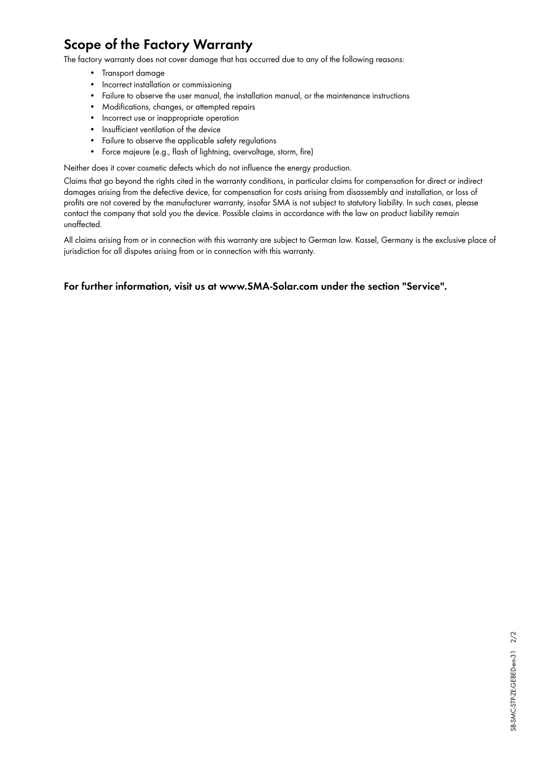## Scope of the Factory Warranty

The factory warranty does not cover damage that has occurred due to any of the following reasons:

- Transport damage
- Incorrect installation or commissioning
- Failure to observe the user manual, the installation manual, or the maintenance instructions
- Modifications, changes, or attempted repairs
- Incorrect use or inappropriate operation
- Insufficient ventilation of the device
- Failure to observe the applicable safety regulations
- Force majeure (e.g., flash of lightning, overvoltage, storm, fire)

Neither does it cover cosmetic defects which do not influence the energy production.

Claims that go beyond the rights cited in the warranty conditions, in particular claims for compensation for direct or indirect damages arising from the defective device, for compensation for costs arising from disassembly and installation, or loss of profits are not covered by the manufacturer warranty, insofar SMA is not subject to statutory liability. In such cases, please contact the company that sold you the device. Possible claims in accordance with the law on product liability remain unaffected.

All claims arising from or in connection with this warranty are subject to German law. Kassel, Germany is the exclusive place of jurisdiction for all disputes arising from or in connection with this warranty.

**For further information, visit us at www.SMA-Solar.com under the section "Service".**

SB-SMC-STP-ZE-GEBED-en-31